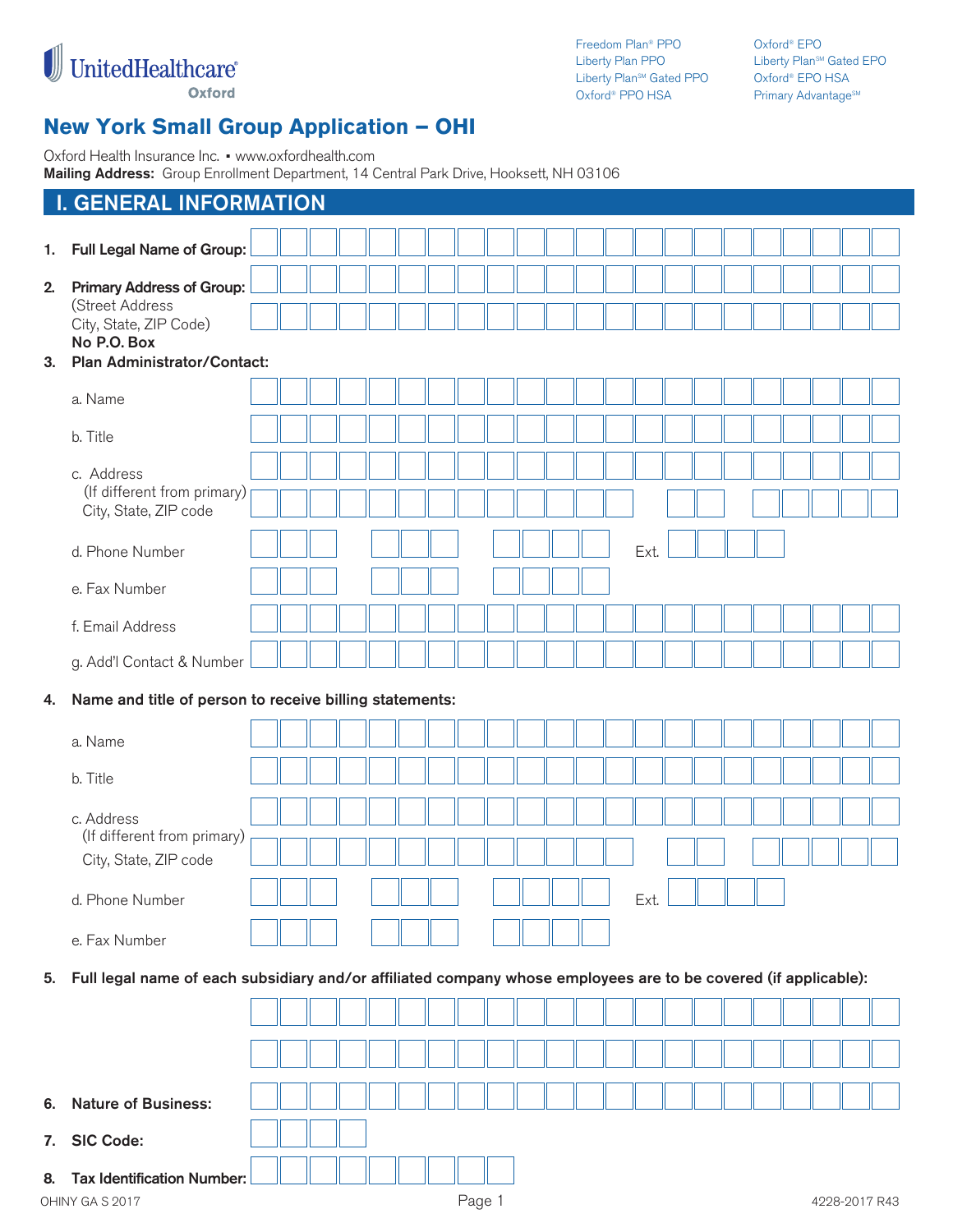UnitedHealthcare
Oxford

Freedom Plan® PPO
Liberty Plan PPO
Liberty Plan℠ Gated PPO
Oxford® PPO HSA
Oxford® EPO
Liberty Plan℠ Gated EPO
Oxford® EPO HSA
Primary Advantage℠

# New York Small Group Application – OHI

Oxford Health Insurance Inc. ▪ www.oxfordhealth.com
**Mailing Address:** Group Enrollment Department, 14 Central Park Drive, Hooksett, NH 03106

## I. GENERAL INFORMATION

1. **Full Legal Name of Group:** ______________________
2. **Primary Address of Group:** ______________________
   (Street Address
   City, State, ZIP Code) ______________________
   **No P.O. Box**
3. **Plan Administrator/Contact:**
   a. Name ______________________
   b. Title ______________________
   c. Address ______________________
   (If different from primary)
   City, State, ZIP code ______________________
   d. Phone Number ______________________ Ext. ________
   e. Fax Number ______________________
   f. Email Address ______________________
   g. Add'l Contact & Number ______________________
4. **Name and title of person to receive billing statements:**
   a. Name ______________________
   b. Title ______________________
   c. Address ______________________
   (If different from primary)
   City, State, ZIP code ______________________
   d. Phone Number ______________________ Ext. ________
   e. Fax Number ______________________
5. **Full legal name of each subsidiary and/or affiliated company whose employees are to be covered (if applicable):**
   ______________________
   ______________________
6. **Nature of Business:** ______________________
7. **SIC Code:** ________
8. **Tax Identification Number:** ______________________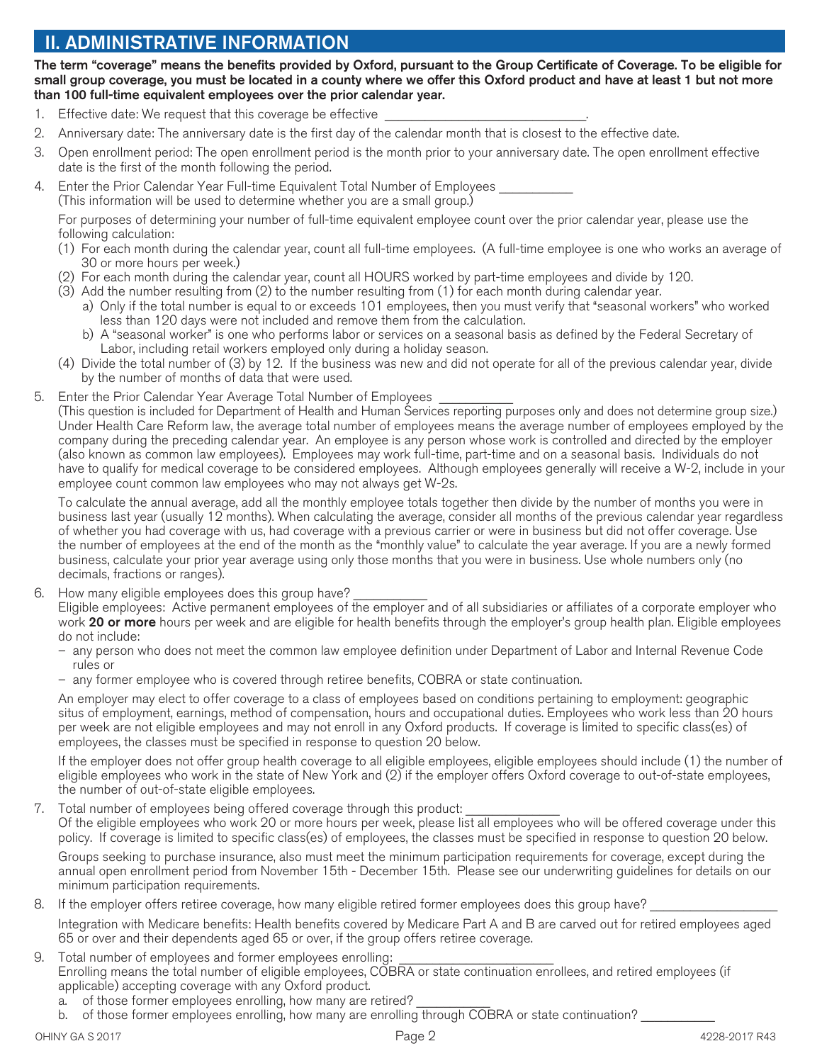## II. ADMINISTRATIVE INFORMATION

**The term "coverage" means the benefits provided by Oxford, pursuant to the Group Certificate of Coverage. To be eligible for small group coverage, you must be located in a county where we offer this Oxford product and have at least 1 but not more than 100 full-time equivalent employees over the prior calendar year.**

1. Effective date: We request that this coverage be effective ______________________________.
2. Anniversary date: The anniversary date is the first day of the calendar month that is closest to the effective date.
3. Open enrollment period: The open enrollment period is the month prior to your anniversary date. The open enrollment effective date is the first of the month following the period.
4. Enter the Prior Calendar Year Full-time Equivalent Total Number of Employees __________
   (This information will be used to determine whether you are a small group.)

   For purposes of determining your number of full-time equivalent employee count over the prior calendar year, please use the following calculation:

   (1) For each month during the calendar year, count all full-time employees. (A full-time employee is one who works an average of 30 or more hours per week.)
   (2) For each month during the calendar year, count all HOURS worked by part-time employees and divide by 120.
   (3) Add the number resulting from (2) to the number resulting from (1) for each month during calendar year.
      a) Only if the total number is equal to or exceeds 101 employees, then you must verify that "seasonal workers" who worked less than 120 days were not included and remove them from the calculation.
      b) A "seasonal worker" is one who performs labor or services on a seasonal basis as defined by the Federal Secretary of Labor, including retail workers employed only during a holiday season.
   (4) Divide the total number of (3) by 12. If the business was new and did not operate for all of the previous calendar year, divide by the number of months of data that were used.
5. Enter the Prior Calendar Year Average Total Number of Employees __________
   (This question is included for Department of Health and Human Services reporting purposes only and does not determine group size.) Under Health Care Reform law, the average total number of employees means the average number of employees employed by the company during the preceding calendar year. An employee is any person whose work is controlled and directed by the employer (also known as common law employees). Employees may work full-time, part-time and on a seasonal basis. Individuals do not have to qualify for medical coverage to be considered employees. Although employees generally will receive a W-2, include in your employee count common law employees who may not always get W-2s.

   To calculate the annual average, add all the monthly employee totals together then divide by the number of months you were in business last year (usually 12 months). When calculating the average, consider all months of the previous calendar year regardless of whether you had coverage with us, had coverage with a previous carrier or were in business but did not offer coverage. Use the number of employees at the end of the month as the "monthly value" to calculate the year average. If you are a newly formed business, calculate your prior year average using only those months that you were in business. Use whole numbers only (no decimals, fractions or ranges).
6. How many eligible employees does this group have? __________
   Eligible employees: Active permanent employees of the employer and of all subsidiaries or affiliates of a corporate employer who work **20 or more** hours per week and are eligible for health benefits through the employer's group health plan. Eligible employees do not include:
   - any person who does not meet the common law employee definition under Department of Labor and Internal Revenue Code rules or
   - any former employee who is covered through retiree benefits, COBRA or state continuation.

   An employer may elect to offer coverage to a class of employees based on conditions pertaining to employment: geographic situs of employment, earnings, method of compensation, hours and occupational duties. Employees who work less than 20 hours per week are not eligible employees and may not enroll in any Oxford products. If coverage is limited to specific class(es) of employees, the classes must be specified in response to question 20 below.

   If the employer does not offer group health coverage to all eligible employees, eligible employees should include (1) the number of eligible employees who work in the state of New York and (2) if the employer offers Oxford coverage to out-of-state employees, the number of out-of-state eligible employees.
7. Total number of employees being offered coverage through this product: ____________
   Of the eligible employees who work 20 or more hours per week, please list all employees who will be offered coverage under this policy. If coverage is limited to specific class(es) of employees, the classes must be specified in response to question 20 below.

   Groups seeking to purchase insurance, also must meet the minimum participation requirements for coverage, except during the annual open enrollment period from November 15th - December 15th. Please see our underwriting guidelines for details on our minimum participation requirements.
8. If the employer offers retiree coverage, how many eligible retired former employees does this group have? ________________

   Integration with Medicare benefits: Health benefits covered by Medicare Part A and B are carved out for retired employees aged 65 or over and their dependents aged 65 or over, if the group offers retiree coverage.
9. Total number of employees and former employees enrolling: ____________________
   Enrolling means the total number of eligible employees, COBRA or state continuation enrollees, and retired employees (if applicable) accepting coverage with any Oxford product.
   a. of those former employees enrolling, how many are retired? __________
   b. of those former employees enrolling, how many are enrolling through COBRA or state continuation? __________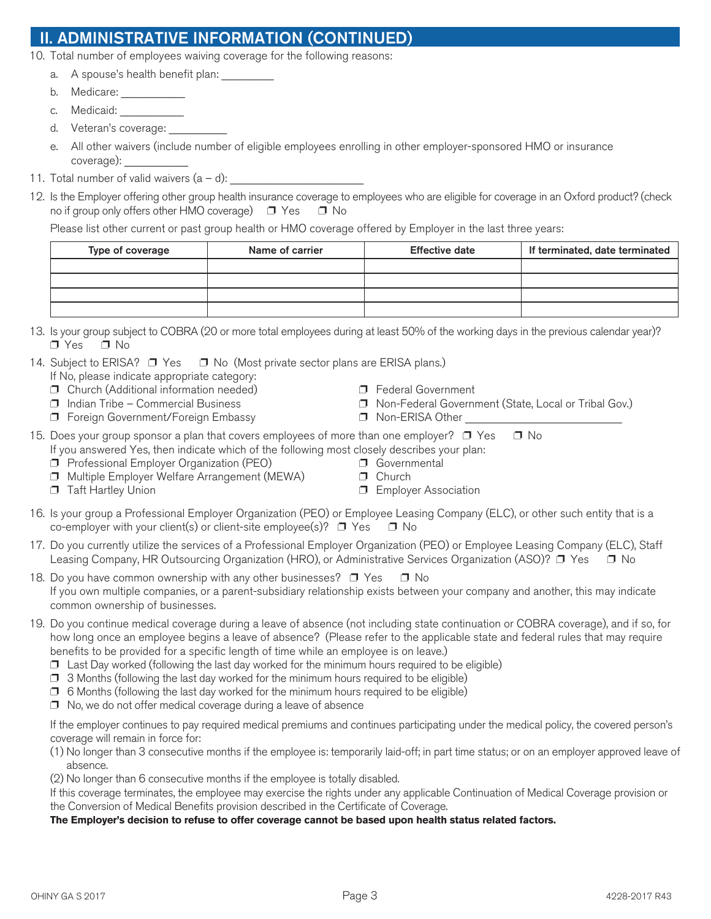## II. ADMINISTRATIVE INFORMATION (CONTINUED)

10. Total number of employees waiving coverage for the following reasons:
    a. A spouse's health benefit plan: _________
    b. Medicare: ___________
    c. Medicaid: ___________
    d. Veteran's coverage: __________
    e. All other waivers (include number of eligible employees enrolling in other employer-sponsored HMO or insurance coverage): ___________

11. Total number of valid waivers (a – d): ______________________

12. Is the Employer offering other group health insurance coverage to employees who are eligible for coverage in an Oxford product? (check no if group only offers other HMO coverage) ❒ Yes ❒ No

    Please list other current or past group health or HMO coverage offered by Employer in the last three years:

| Type of coverage | Name of carrier | Effective date | If terminated, date terminated |
|---|---|---|---|
| | | | |
| | | | |
| | | | |
| | | | |

13. Is your group subject to COBRA (20 or more total employees during at least 50% of the working days in the previous calendar year)? ❒ Yes ❒ No

14. Subject to ERISA? ❒ Yes ❒ No (Most private sector plans are ERISA plans.)
    If No, please indicate appropriate category:
    ❒ Church (Additional information needed)
    ❒ Indian Tribe – Commercial Business
    ❒ Foreign Government/Foreign Embassy
    ❒ Federal Government
    ❒ Non-Federal Government (State, Local or Tribal Gov.)
    ❒ Non-ERISA Other _________________________

15. Does your group sponsor a plan that covers employees of more than one employer? ❒ Yes ❒ No
    If you answered Yes, then indicate which of the following most closely describes your plan:
    ❒ Professional Employer Organization (PEO)
    ❒ Multiple Employer Welfare Arrangement (MEWA)
    ❒ Taft Hartley Union
    ❒ Governmental
    ❒ Church
    ❒ Employer Association

16. Is your group a Professional Employer Organization (PEO) or Employee Leasing Company (ELC), or other such entity that is a co-employer with your client(s) or client-site employee(s)? ❒ Yes ❒ No

17. Do you currently utilize the services of a Professional Employer Organization (PEO) or Employee Leasing Company (ELC), Staff Leasing Company, HR Outsourcing Organization (HRO), or Administrative Services Organization (ASO)? ❒ Yes ❒ No

18. Do you have common ownership with any other businesses? ❒ Yes ❒ No
    If you own multiple companies, or a parent-subsidiary relationship exists between your company and another, this may indicate common ownership of businesses.

19. Do you continue medical coverage during a leave of absence (not including state continuation or COBRA coverage), and if so, for how long once an employee begins a leave of absence? (Please refer to the applicable state and federal rules that may require benefits to be provided for a specific length of time while an employee is on leave.)
    ❒ Last Day worked (following the last day worked for the minimum hours required to be eligible)
    ❒ 3 Months (following the last day worked for the minimum hours required to be eligible)
    ❒ 6 Months (following the last day worked for the minimum hours required to be eligible)
    ❒ No, we do not offer medical coverage during a leave of absence

    If the employer continues to pay required medical premiums and continues participating under the medical policy, the covered person's coverage will remain in force for:
    (1) No longer than 3 consecutive months if the employee is: temporarily laid-off; in part time status; or on an employer approved leave of absence.
    (2) No longer than 6 consecutive months if the employee is totally disabled.
    If this coverage terminates, the employee may exercise the rights under any applicable Continuation of Medical Coverage provision or the Conversion of Medical Benefits provision described in the Certificate of Coverage.
    **The Employer's decision to refuse to offer coverage cannot be based upon health status related factors.**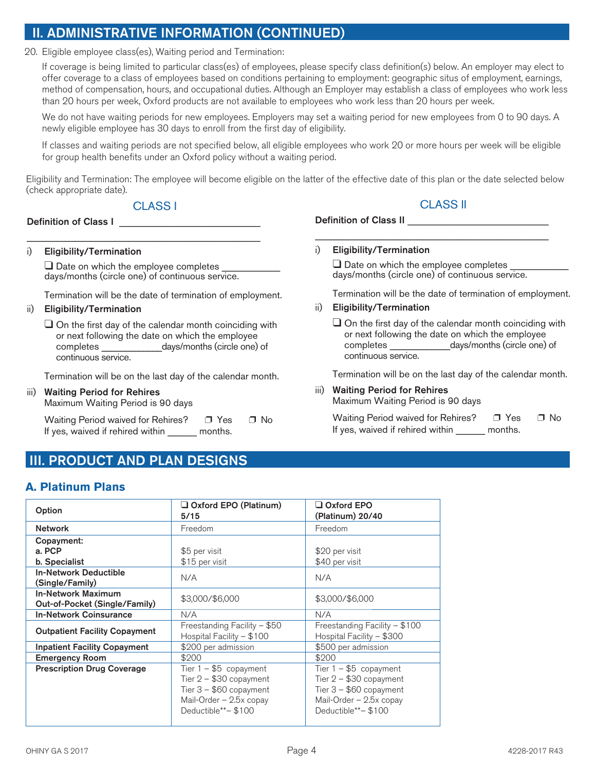## II. ADMINISTRATIVE INFORMATION (CONTINUED)

20. Eligible employee class(es), Waiting period and Termination:

    If coverage is being limited to particular class(es) of employees, please specify class definition(s) below. An employer may elect to offer coverage to a class of employees based on conditions pertaining to employment: geographic situs of employment, earnings, method of compensation, hours, and occupational duties. Although an Employer may establish a class of employees who work less than 20 hours per week, Oxford products are not available to employees who work less than 20 hours per week.

    We do not have waiting periods for new employees. Employers may set a waiting period for new employees from 0 to 90 days. A newly eligible employee has 30 days to enroll from the first day of eligibility.

    If classes and waiting periods are not specified below, all eligible employees who work 20 or more hours per week will be eligible for group health benefits under an Oxford policy without a waiting period.

Eligibility and Termination: The employee will become eligible on the latter of the effective date of this plan or the date selected below (check appropriate date).

### CLASS I

**Definition of Class I** ___________________________

_____________________________________________

i) **Eligibility/Termination**

☐ Date on which the employee completes ___________ days/months (circle one) of continuous service.

Termination will be the date of termination of employment.

ii) **Eligibility/Termination**

☐ On the first day of the calendar month coinciding with or next following the date on which the employee completes ___________days/months (circle one) of continuous service.

Termination will be on the last day of the calendar month.

iii) **Waiting Period for Rehires**
Maximum Waiting Period is 90 days

Waiting Period waived for Rehires? ☐ Yes ☐ No
If yes, waived if rehired within ______ months.

### CLASS II

**Definition of Class II** ___________________________

_____________________________________________

i) **Eligibility/Termination**

☐ Date on which the employee completes ___________ days/months (circle one) of continuous service.

Termination will be the date of termination of employment.

ii) **Eligibility/Termination**

☐ On the first day of the calendar month coinciding with or next following the date on which the employee completes ___________days/months (circle one) of continuous service.

Termination will be on the last day of the calendar month.

iii) **Waiting Period for Rehires**
Maximum Waiting Period is 90 days

Waiting Period waived for Rehires? ☐ Yes ☐ No
If yes, waived if rehired within ______ months.

## III. PRODUCT AND PLAN DESIGNS

### A. Platinum Plans

| Option | ☐ Oxford EPO (Platinum) 5/15 | ☐ Oxford EPO (Platinum) 20/40 |
|---|---|---|
| **Network** | Freedom | Freedom |
| **Copayment:**<br>**a. PCP**<br>**b. Specialist** | <br>$5 per visit<br>$15 per visit | <br>$20 per visit<br>$40 per visit |
| **In-Network Deductible (Single/Family)** | N/A | N/A |
| **In-Network Maximum Out-of-Pocket (Single/Family)** | $3,000/$6,000 | $3,000/$6,000 |
| **In-Network Coinsurance** | N/A | N/A |
| **Outpatient Facility Copayment** | Freestanding Facility – $50<br>Hospital Facility – $100 | Freestanding Facility – $100<br>Hospital Facility – $300 |
| **Inpatient Facility Copayment** | $200 per admission | $500 per admission |
| **Emergency Room** | $200 | $200 |
| **Prescription Drug Coverage** | Tier 1 – $5 copayment<br>Tier 2 – $30 copayment<br>Tier 3 – $60 copayment<br>Mail-Order – 2.5x copay<br>Deductible**– $100 | Tier 1 – $5 copayment<br>Tier 2 – $30 copayment<br>Tier 3 – $60 copayment<br>Mail-Order – 2.5x copay<br>Deductible**– $100 |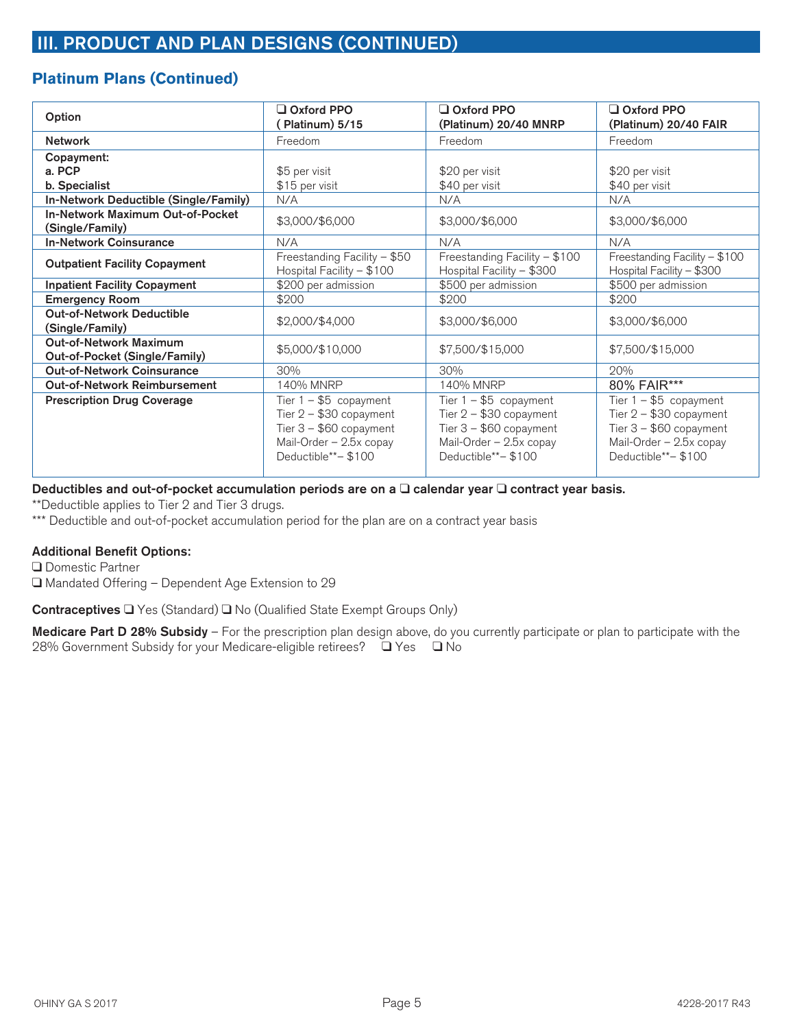## III. PRODUCT AND PLAN DESIGNS (CONTINUED)

### Platinum Plans (Continued)

| Option | ❑ Oxford PPO ( Platinum) 5/15 | ❑ Oxford PPO (Platinum) 20/40 MNRP | ❑ Oxford PPO (Platinum) 20/40 FAIR |
|---|---|---|---|
| **Network** | Freedom | Freedom | Freedom |
| **Copayment:**<br>**a. PCP**<br>**b. Specialist** | <br>$5 per visit<br>$15 per visit | <br>$20 per visit<br>$40 per visit | <br>$20 per visit<br>$40 per visit |
| **In-Network Deductible (Single/Family)** | N/A | N/A | N/A |
| **In-Network Maximum Out-of-Pocket (Single/Family)** | $3,000/$6,000 | $3,000/$6,000 | $3,000/$6,000 |
| **In-Network Coinsurance** | N/A | N/A | N/A |
| **Outpatient Facility Copayment** | Freestanding Facility – $50<br>Hospital Facility – $100 | Freestanding Facility – $100<br>Hospital Facility – $300 | Freestanding Facility – $100<br>Hospital Facility – $300 |
| **Inpatient Facility Copayment** | $200 per admission | $500 per admission | $500 per admission |
| **Emergency Room** | $200 | $200 | $200 |
| **Out-of-Network Deductible (Single/Family)** | $2,000/$4,000 | $3,000/$6,000 | $3,000/$6,000 |
| **Out-of-Network Maximum Out-of-Pocket (Single/Family)** | $5,000/$10,000 | $7,500/$15,000 | $7,500/$15,000 |
| **Out-of-Network Coinsurance** | 30% | 30% | 20% |
| **Out-of-Network Reimbursement** | 140% MNRP | 140% MNRP | 80% FAIR*** |
| **Prescription Drug Coverage** | Tier 1 – $5 copayment<br>Tier 2 – $30 copayment<br>Tier 3 – $60 copayment<br>Mail-Order – 2.5x copay<br>Deductible**– $100 | Tier 1 – $5 copayment<br>Tier 2 – $30 copayment<br>Tier 3 – $60 copayment<br>Mail-Order – 2.5x copay<br>Deductible**– $100 | Tier 1 – $5 copayment<br>Tier 2 – $30 copayment<br>Tier 3 – $60 copayment<br>Mail-Order – 2.5x copay<br>Deductible**– $100 |

**Deductibles and out-of-pocket accumulation periods are on a ❑ calendar year ❑ contract year basis.**

**Deductible applies to Tier 2 and Tier 3 drugs.

*** Deductible and out-of-pocket accumulation period for the plan are on a contract year basis

**Additional Benefit Options:**

❑ Domestic Partner

❑ Mandated Offering – Dependent Age Extension to 29

**Contraceptives** ❑ Yes (Standard) ❑ No (Qualified State Exempt Groups Only)

**Medicare Part D 28% Subsidy** – For the prescription plan design above, do you currently participate or plan to participate with the 28% Government Subsidy for your Medicare-eligible retirees? ❑ Yes ❑ No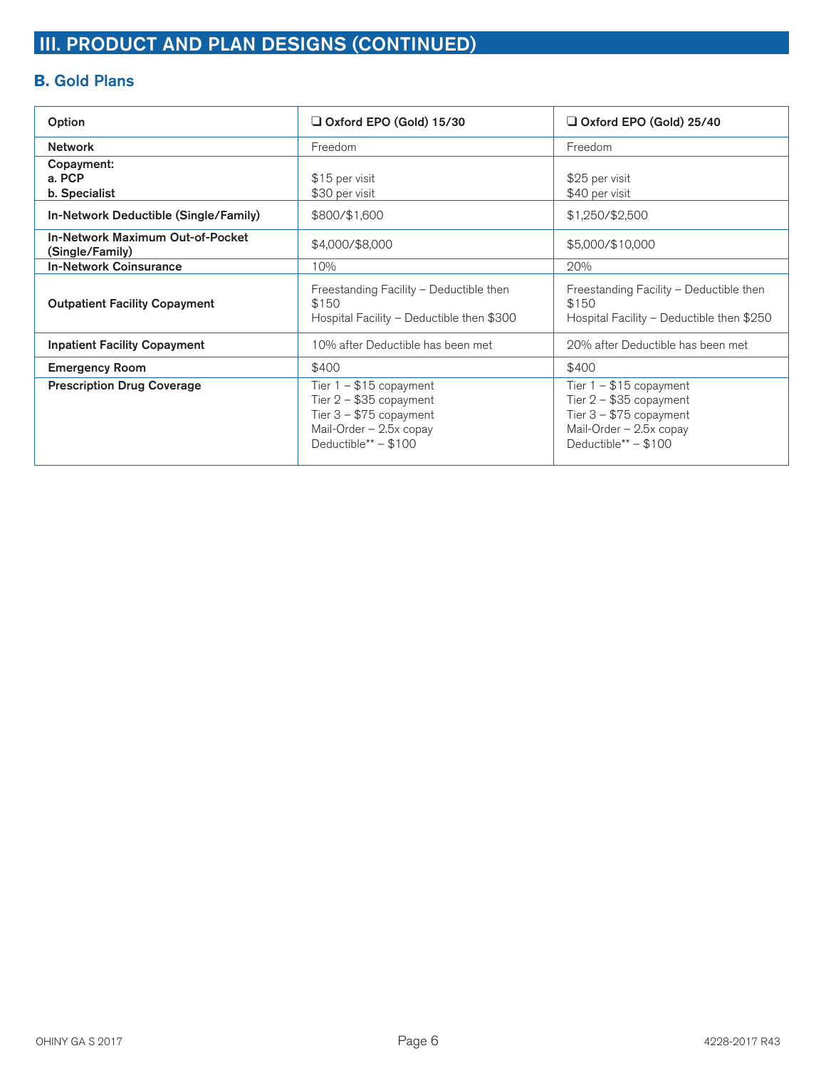## III. PRODUCT AND PLAN DESIGNS (CONTINUED)

### B. Gold Plans

| Option | ❑ Oxford EPO (Gold) 15/30 | ❑ Oxford EPO (Gold) 25/40 |
|---|---|---|
| **Network** | Freedom | Freedom |
| **Copayment:**<br>**a. PCP**<br>**b. Specialist** | <br>$15 per visit<br>$30 per visit | <br>$25 per visit<br>$40 per visit |
| **In-Network Deductible (Single/Family)** | $800/$1,600 | $1,250/$2,500 |
| **In-Network Maximum Out-of-Pocket (Single/Family)** | $4,000/$8,000 | $5,000/$10,000 |
| **In-Network Coinsurance** | 10% | 20% |
| **Outpatient Facility Copayment** | Freestanding Facility – Deductible then $150<br>Hospital Facility – Deductible then $300 | Freestanding Facility – Deductible then $150<br>Hospital Facility – Deductible then $250 |
| **Inpatient Facility Copayment** | 10% after Deductible has been met | 20% after Deductible has been met |
| **Emergency Room** | $400 | $400 |
| **Prescription Drug Coverage** | Tier 1 – $15 copayment<br>Tier 2 – $35 copayment<br>Tier 3 – $75 copayment<br>Mail-Order – 2.5x copay<br>Deductible** – $100 | Tier 1 – $15 copayment<br>Tier 2 – $35 copayment<br>Tier 3 – $75 copayment<br>Mail-Order – 2.5x copay<br>Deductible** – $100 |

OHINY GA S 2017 4228-2017 R43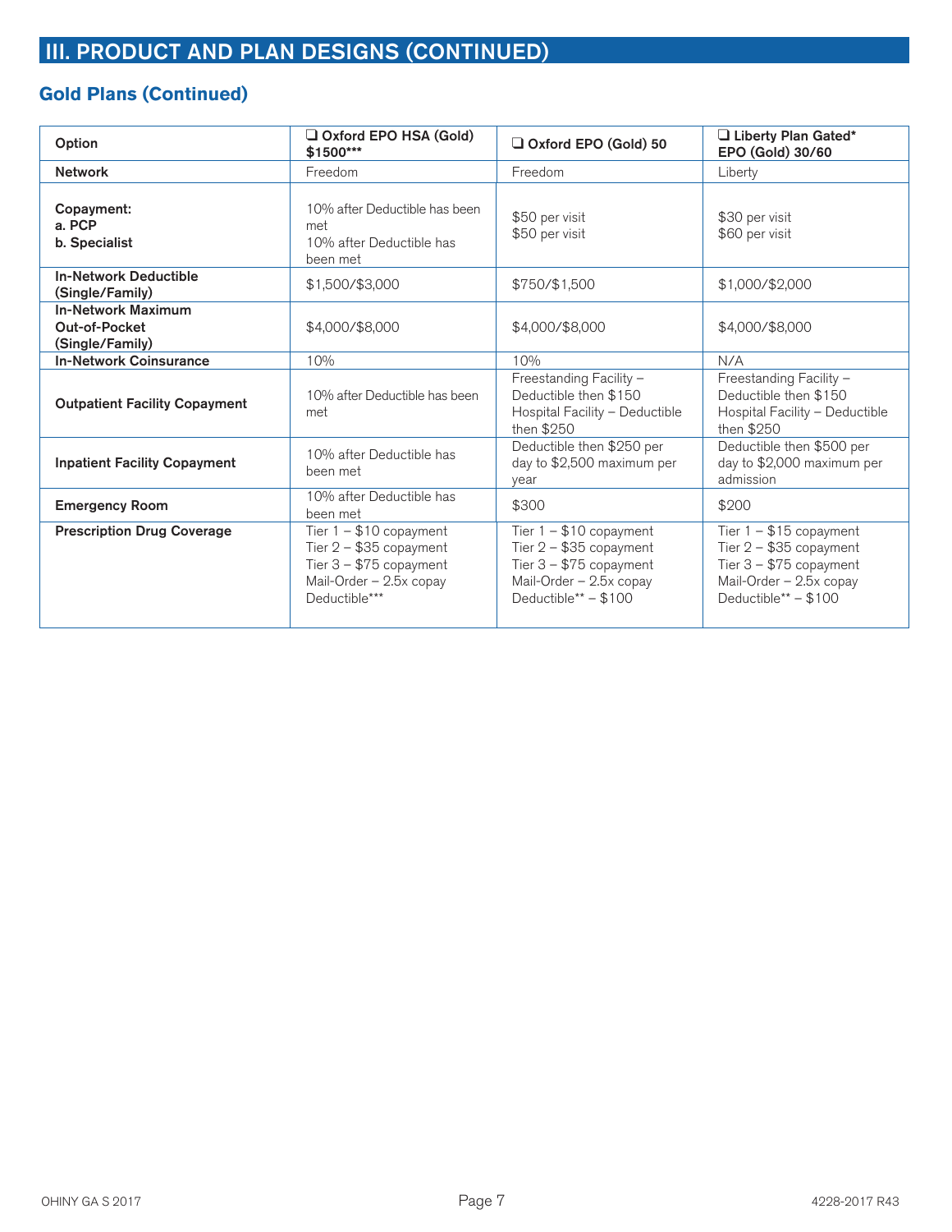## III. PRODUCT AND PLAN DESIGNS (CONTINUED)

### Gold Plans (Continued)

| Option | ❑ Oxford EPO HSA (Gold) $1500*** | ❑ Oxford EPO (Gold) 50 | ❑ Liberty Plan Gated* EPO (Gold) 30/60 |
|---|---|---|---|
| **Network** | Freedom | Freedom | Liberty |
| **Copayment:**<br>**a. PCP**<br>**b. Specialist** | 10% after Deductible has been met<br>10% after Deductible has been met | $50 per visit<br>$50 per visit | $30 per visit<br>$60 per visit |
| **In-Network Deductible (Single/Family)** | $1,500/$3,000 | $750/$1,500 | $1,000/$2,000 |
| **In-Network Maximum Out-of-Pocket (Single/Family)** | $4,000/$8,000 | $4,000/$8,000 | $4,000/$8,000 |
| **In-Network Coinsurance** | 10% | 10% | N/A |
| **Outpatient Facility Copayment** | 10% after Deductible has been met | Freestanding Facility – Deductible then $150<br>Hospital Facility – Deductible then $250 | Freestanding Facility – Deductible then $150<br>Hospital Facility – Deductible then $250 |
| **Inpatient Facility Copayment** | 10% after Deductible has been met | Deductible then $250 per day to $2,500 maximum per year | Deductible then $500 per day to $2,000 maximum per admission |
| **Emergency Room** | 10% after Deductible has been met | $300 | $200 |
| **Prescription Drug Coverage** | Tier 1 – $10 copayment<br>Tier 2 – $35 copayment<br>Tier 3 – $75 copayment<br>Mail-Order – 2.5x copay<br>Deductible*** | Tier 1 – $10 copayment<br>Tier 2 – $35 copayment<br>Tier 3 – $75 copayment<br>Mail-Order – 2.5x copay<br>Deductible** – $100 | Tier 1 – $15 copayment<br>Tier 2 – $35 copayment<br>Tier 3 – $75 copayment<br>Mail-Order – 2.5x copay<br>Deductible** – $100 |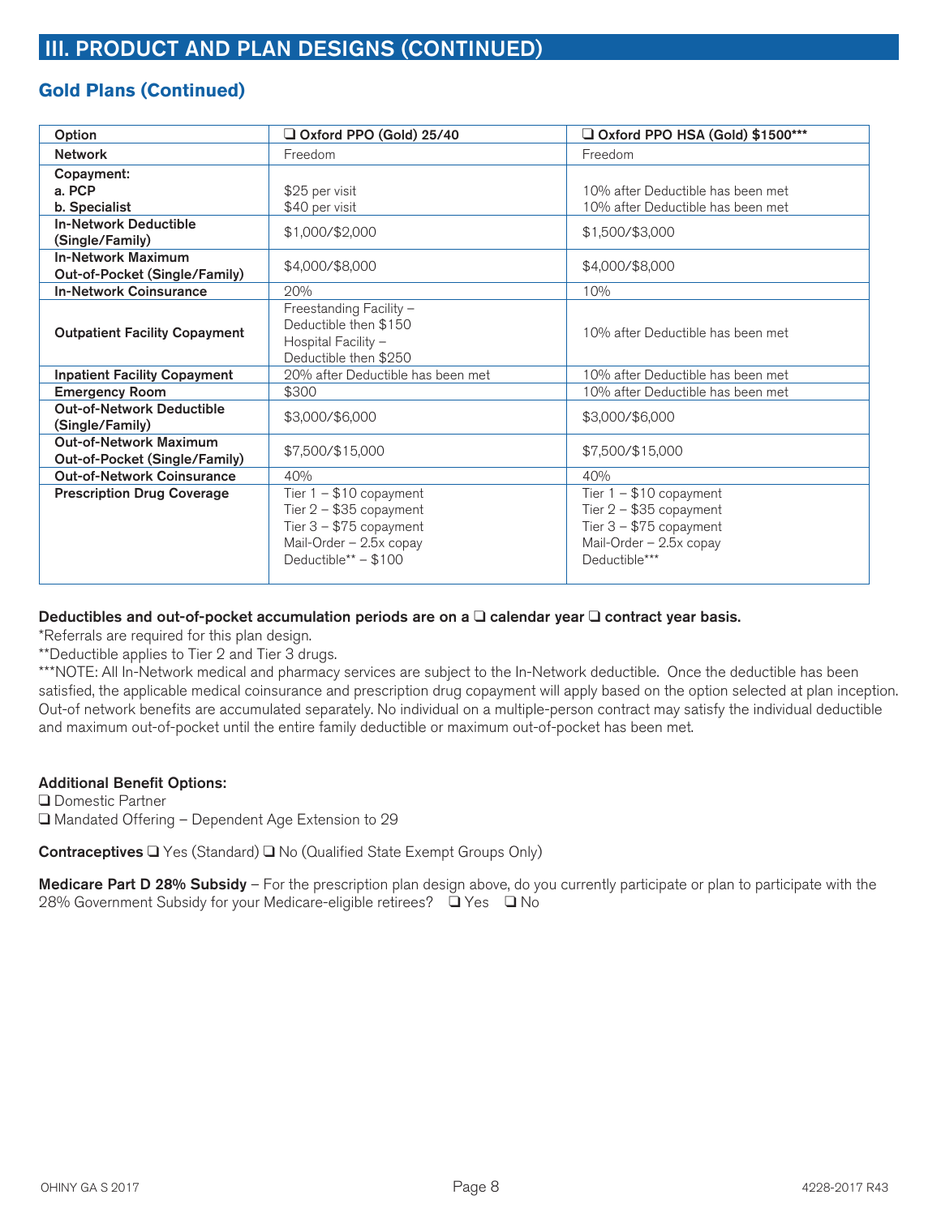## III. PRODUCT AND PLAN DESIGNS (CONTINUED)

### Gold Plans (Continued)

| Option | ❑ Oxford PPO (Gold) 25/40 | ❑ Oxford PPO HSA (Gold) $1500*** |
|---|---|---|
| Network | Freedom | Freedom |
| Copayment:<br>a. PCP<br>b. Specialist | <br>$25 per visit<br>$40 per visit | <br>10% after Deductible has been met<br>10% after Deductible has been met |
| In-Network Deductible (Single/Family) | $1,000/$2,000 | $1,500/$3,000 |
| In-Network Maximum Out-of-Pocket (Single/Family) | $4,000/$8,000 | $4,000/$8,000 |
| In-Network Coinsurance | 20% | 10% |
| Outpatient Facility Copayment | Freestanding Facility – Deductible then $150<br>Hospital Facility – Deductible then $250 | 10% after Deductible has been met |
| Inpatient Facility Copayment | 20% after Deductible has been met | 10% after Deductible has been met |
| Emergency Room | $300 | 10% after Deductible has been met |
| Out-of-Network Deductible (Single/Family) | $3,000/$6,000 | $3,000/$6,000 |
| Out-of-Network Maximum Out-of-Pocket (Single/Family) | $7,500/$15,000 | $7,500/$15,000 |
| Out-of-Network Coinsurance | 40% | 40% |
| Prescription Drug Coverage | Tier 1 – $10 copayment<br>Tier 2 – $35 copayment<br>Tier 3 – $75 copayment<br>Mail-Order – 2.5x copay<br>Deductible** – $100 | Tier 1 – $10 copayment<br>Tier 2 – $35 copayment<br>Tier 3 – $75 copayment<br>Mail-Order – 2.5x copay<br>Deductible*** |

**Deductibles and out-of-pocket accumulation periods are on a ❑ calendar year ❑ contract year basis.**

*Referrals are required for this plan design.

**Deductible applies to Tier 2 and Tier 3 drugs.

***NOTE: All In-Network medical and pharmacy services are subject to the In-Network deductible. Once the deductible has been satisfied, the applicable medical coinsurance and prescription drug copayment will apply based on the option selected at plan inception. Out-of network benefits are accumulated separately. No individual on a multiple-person contract may satisfy the individual deductible and maximum out-of-pocket until the entire family deductible or maximum out-of-pocket has been met.

**Additional Benefit Options:**

❑ Domestic Partner

❑ Mandated Offering – Dependent Age Extension to 29

**Contraceptives** ❑ Yes (Standard) ❑ No (Qualified State Exempt Groups Only)

**Medicare Part D 28% Subsidy** – For the prescription plan design above, do you currently participate or plan to participate with the 28% Government Subsidy for your Medicare-eligible retirees? ❑ Yes ❑ No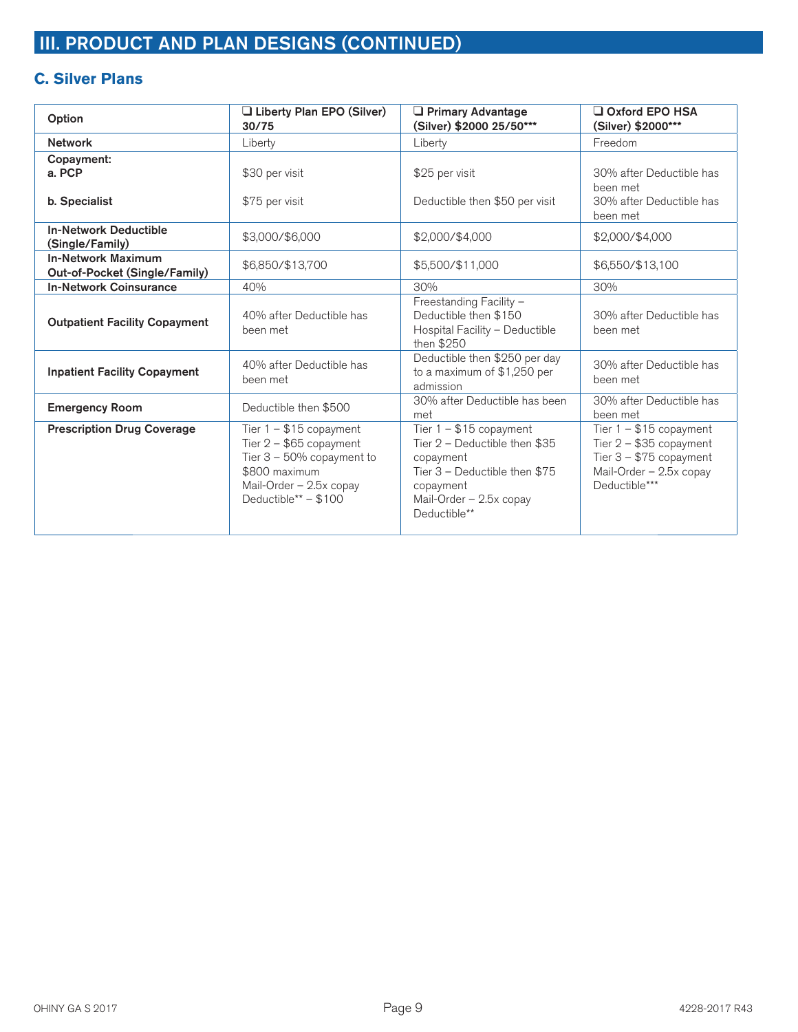## III. PRODUCT AND PLAN DESIGNS (CONTINUED)

### C. Silver Plans

| Option | ❑ Liberty Plan EPO (Silver) 30/75 | ❑ Primary Advantage (Silver) $2000 25/50*** | ❑ Oxford EPO HSA (Silver) $2000*** |
|---|---|---|---|
| **Network** | Liberty | Liberty | Freedom |
| **Copayment:**<br>**a. PCP** | $30 per visit | $25 per visit | 30% after Deductible has been met |
| **b. Specialist** | $75 per visit | Deductible then $50 per visit | 30% after Deductible has been met |
| **In-Network Deductible (Single/Family)** | $3,000/$6,000 | $2,000/$4,000 | $2,000/$4,000 |
| **In-Network Maximum Out-of-Pocket (Single/Family)** | $6,850/$13,700 | $5,500/$11,000 | $6,550/$13,100 |
| **In-Network Coinsurance** | 40% | 30% | 30% |
| **Outpatient Facility Copayment** | 40% after Deductible has been met | Freestanding Facility – Deductible then $150<br>Hospital Facility – Deductible then $250 | 30% after Deductible has been met |
| **Inpatient Facility Copayment** | 40% after Deductible has been met | Deductible then $250 per day to a maximum of $1,250 per admission | 30% after Deductible has been met |
| **Emergency Room** | Deductible then $500 | 30% after Deductible has been met | 30% after Deductible has been met |
| **Prescription Drug Coverage** | Tier 1 – $15 copayment<br>Tier 2 – $65 copayment<br>Tier 3 – 50% copayment to $800 maximum<br>Mail-Order – 2.5x copay<br>Deductible** – $100 | Tier 1 – $15 copayment<br>Tier 2 – Deductible then $35 copayment<br>Tier 3 – Deductible then $75 copayment<br>Mail-Order – 2.5x copay<br>Deductible** | Tier 1 – $15 copayment<br>Tier 2 – $35 copayment<br>Tier 3 – $75 copayment<br>Mail-Order – 2.5x copay<br>Deductible*** |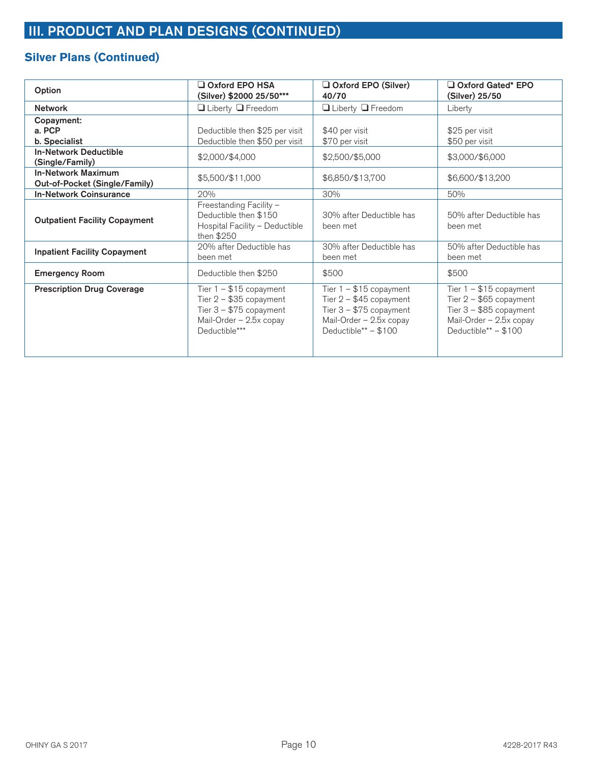## III. PRODUCT AND PLAN DESIGNS (CONTINUED)

### Silver Plans (Continued)

| Option | ❑ Oxford EPO HSA (Silver) $2000 25/50*** | ❑ Oxford EPO (Silver) 40/70 | ❑ Oxford Gated* EPO (Silver) 25/50 |
|---|---|---|---|
| Network | ❑ Liberty ❑ Freedom | ❑ Liberty ❑ Freedom | Liberty |
| Copayment:<br>a. PCP<br>b. Specialist | <br>Deductible then $25 per visit<br>Deductible then $50 per visit | <br>$40 per visit<br>$70 per visit | <br>$25 per visit<br>$50 per visit |
| In-Network Deductible (Single/Family) | $2,000/$4,000 | $2,500/$5,000 | $3,000/$6,000 |
| In-Network Maximum Out-of-Pocket (Single/Family) | $5,500/$11,000 | $6,850/$13,700 | $6,600/$13,200 |
| In-Network Coinsurance | 20% | 30% | 50% |
| Outpatient Facility Copayment | Freestanding Facility – Deductible then $150<br>Hospital Facility – Deductible then $250 | 30% after Deductible has been met | 50% after Deductible has been met |
| Inpatient Facility Copayment | 20% after Deductible has been met | 30% after Deductible has been met | 50% after Deductible has been met |
| Emergency Room | Deductible then $250 | $500 | $500 |
| Prescription Drug Coverage | Tier 1 – $15 copayment<br>Tier 2 – $35 copayment<br>Tier 3 – $75 copayment<br>Mail-Order – 2.5x copay<br>Deductible*** | Tier 1 – $15 copayment<br>Tier 2 – $45 copayment<br>Tier 3 – $75 copayment<br>Mail-Order – 2.5x copay<br>Deductible** – $100 | Tier 1 – $15 copayment<br>Tier 2 – $65 copayment<br>Tier 3 – $85 copayment<br>Mail-Order – 2.5x copay<br>Deductible** – $100 |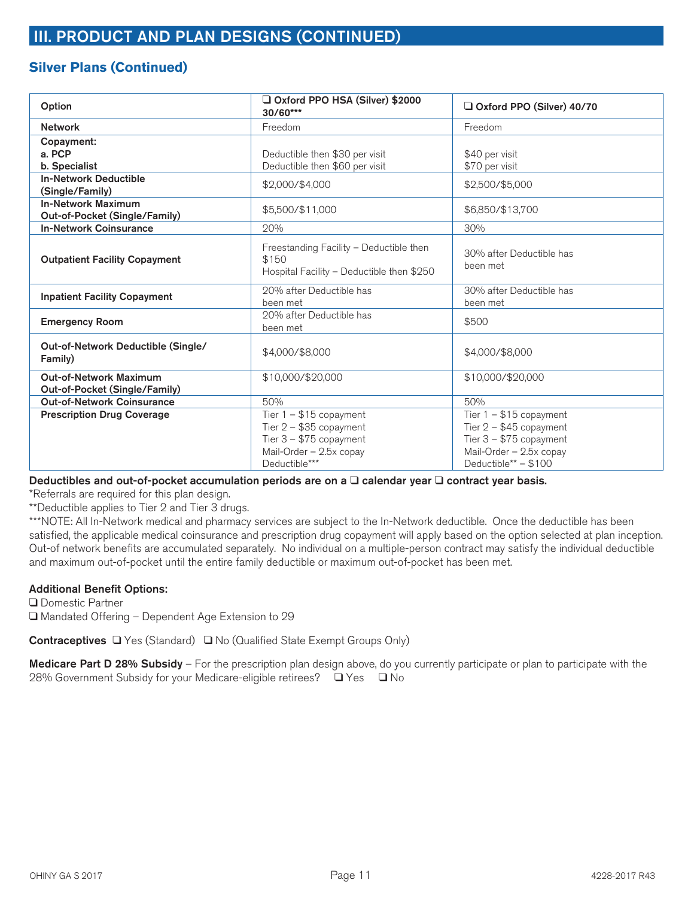## III. PRODUCT AND PLAN DESIGNS (CONTINUED)

### Silver Plans (Continued)

| Option | ❑ Oxford PPO HSA (Silver) $2000 30/60*** | ❑ Oxford PPO (Silver) 40/70 |
|---|---|---|
| **Network** | Freedom | Freedom |
| **Copayment:**<br>**a. PCP**<br>**b. Specialist** | Deductible then $30 per visit<br>Deductible then $60 per visit | $40 per visit<br>$70 per visit |
| **In-Network Deductible (Single/Family)** | $2,000/$4,000 | $2,500/$5,000 |
| **In-Network Maximum Out-of-Pocket (Single/Family)** | $5,500/$11,000 | $6,850/$13,700 |
| **In-Network Coinsurance** | 20% | 30% |
| **Outpatient Facility Copayment** | Freestanding Facility – Deductible then $150<br>Hospital Facility – Deductible then $250 | 30% after Deductible has been met |
| **Inpatient Facility Copayment** | 20% after Deductible has been met | 30% after Deductible has been met |
| **Emergency Room** | 20% after Deductible has been met | $500 |
| **Out-of-Network Deductible (Single/Family)** | $4,000/$8,000 | $4,000/$8,000 |
| **Out-of-Network Maximum Out-of-Pocket (Single/Family)** | $10,000/$20,000 | $10,000/$20,000 |
| **Out-of-Network Coinsurance** | 50% | 50% |
| **Prescription Drug Coverage** | Tier 1 – $15 copayment<br>Tier 2 – $35 copayment<br>Tier 3 – $75 copayment<br>Mail-Order – 2.5x copay<br>Deductible*** | Tier 1 – $15 copayment<br>Tier 2 – $45 copayment<br>Tier 3 – $75 copayment<br>Mail-Order – 2.5x copay<br>Deductible** – $100 |

**Deductibles and out-of-pocket accumulation periods are on a ❑ calendar year ❑ contract year basis.**

*Referrals are required for this plan design.

**Deductible applies to Tier 2 and Tier 3 drugs.

***NOTE: All In-Network medical and pharmacy services are subject to the In-Network deductible. Once the deductible has been satisfied, the applicable medical coinsurance and prescription drug copayment will apply based on the option selected at plan inception. Out-of network benefits are accumulated separately. No individual on a multiple-person contract may satisfy the individual deductible and maximum out-of-pocket until the entire family deductible or maximum out-of-pocket has been met.

**Additional Benefit Options:**

❑ Domestic Partner

❑ Mandated Offering – Dependent Age Extension to 29

**Contraceptives** ❑ Yes (Standard) ❑ No (Qualified State Exempt Groups Only)

**Medicare Part D 28% Subsidy** – For the prescription plan design above, do you currently participate or plan to participate with the 28% Government Subsidy for your Medicare-eligible retirees? ❑ Yes ❑ No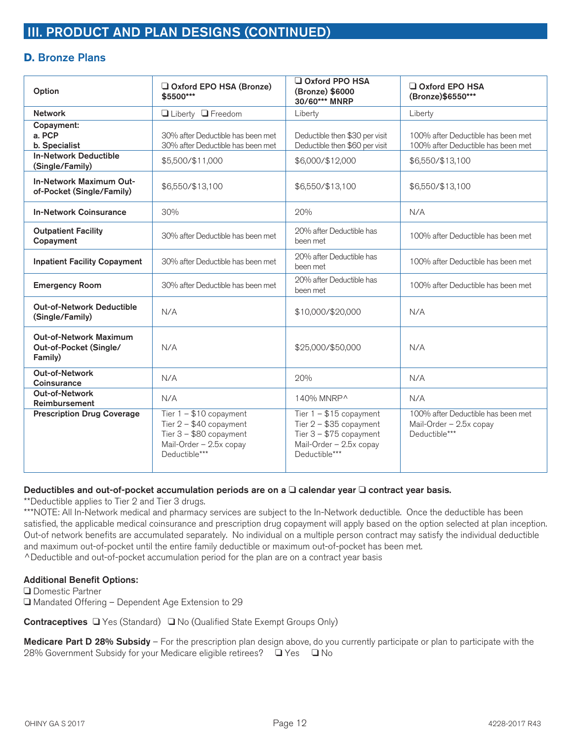## III. PRODUCT AND PLAN DESIGNS (CONTINUED)

### D. Bronze Plans

| Option | ❑ Oxford EPO HSA (Bronze) $5500*** | ❑ Oxford PPO HSA (Bronze) $6000 30/60*** MNRP | ❑ Oxford EPO HSA (Bronze)$6550*** |
|---|---|---|---|
| Network | ❑ Liberty ❑ Freedom | Liberty | Liberty |
| Copayment:<br>a. PCP<br>b. Specialist | 30% after Deductible has been met<br>30% after Deductible has been met | Deductible then $30 per visit<br>Deductible then $60 per visit | 100% after Deductible has been met<br>100% after Deductible has been met |
| In-Network Deductible (Single/Family) | $5,500/$11,000 | $6,000/$12,000 | $6,550/$13,100 |
| In-Network Maximum Out-of-Pocket (Single/Family) | $6,550/$13,100 | $6,550/$13,100 | $6,550/$13,100 |
| In-Network Coinsurance | 30% | 20% | N/A |
| Outpatient Facility Copayment | 30% after Deductible has been met | 20% after Deductible has been met | 100% after Deductible has been met |
| Inpatient Facility Copayment | 30% after Deductible has been met | 20% after Deductible has been met | 100% after Deductible has been met |
| Emergency Room | 30% after Deductible has been met | 20% after Deductible has been met | 100% after Deductible has been met |
| Out-of-Network Deductible (Single/Family) | N/A | $10,000/$20,000 | N/A |
| Out-of-Network Maximum Out-of-Pocket (Single/ Family) | N/A | $25,000/$50,000 | N/A |
| Out-of-Network Coinsurance | N/A | 20% | N/A |
| Out-of-Network Reimbursement | N/A | 140% MNRP^ | N/A |
| Prescription Drug Coverage | Tier 1 – $10 copayment<br>Tier 2 – $40 copayment<br>Tier 3 – $80 copayment<br>Mail-Order – 2.5x copay<br>Deductible*** | Tier 1 – $15 copayment<br>Tier 2 – $35 copayment<br>Tier 3 – $75 copayment<br>Mail-Order – 2.5x copay<br>Deductible*** | 100% after Deductible has been met<br>Mail-Order – 2.5x copay<br>Deductible*** |

**Deductibles and out-of-pocket accumulation periods are on a ❑ calendar year ❑ contract year basis.**

**Deductible applies to Tier 2 and Tier 3 drugs.

***NOTE: All In-Network medical and pharmacy services are subject to the In-Network deductible. Once the deductible has been satisfied, the applicable medical coinsurance and prescription drug copayment will apply based on the option selected at plan inception. Out-of network benefits are accumulated separately. No individual on a multiple person contract may satisfy the individual deductible and maximum out-of-pocket until the entire family deductible or maximum out-of-pocket has been met.

^Deductible and out-of-pocket accumulation period for the plan are on a contract year basis

**Additional Benefit Options:**

❑ Domestic Partner

❑ Mandated Offering – Dependent Age Extension to 29

**Contraceptives** ❑ Yes (Standard) ❑ No (Qualified State Exempt Groups Only)

**Medicare Part D 28% Subsidy** – For the prescription plan design above, do you currently participate or plan to participate with the 28% Government Subsidy for your Medicare eligible retirees? ❑ Yes ❑ No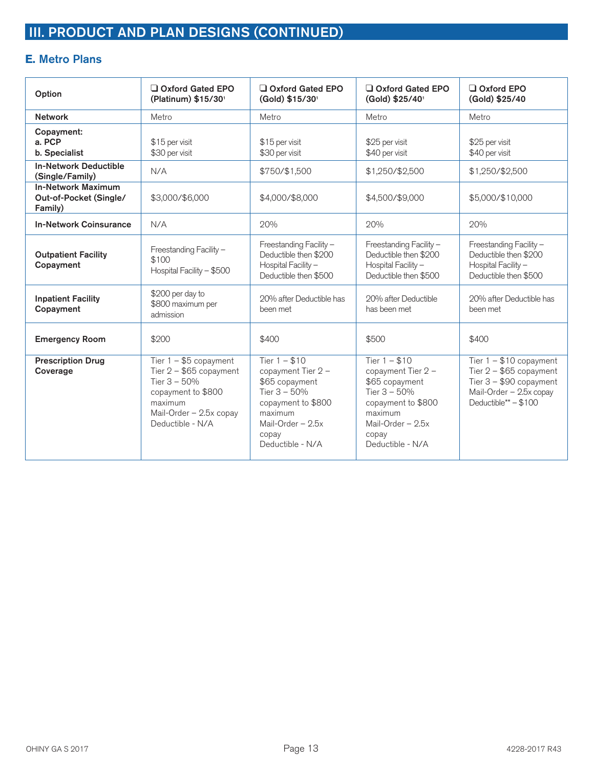## III. PRODUCT AND PLAN DESIGNS (CONTINUED)

### E. Metro Plans

| Option | ❑ Oxford Gated EPO (Platinum) $15/30[1] | ❑ Oxford Gated EPO (Gold) $15/30[1] | ❑ Oxford Gated EPO (Gold) $25/40[1] | ❑ Oxford EPO (Gold) $25/40 |
|---|---|---|---|---|
| **Network** | Metro | Metro | Metro | Metro |
| **Copayment:**<br>**a. PCP**<br>**b. Specialist** | $15 per visit<br>$30 per visit | $15 per visit<br>$30 per visit | $25 per visit<br>$40 per visit | $25 per visit<br>$40 per visit |
| **In-Network Deductible (Single/Family)** | N/A | $750/$1,500 | $1,250/$2,500 | $1,250/$2,500 |
| **In-Network Maximum Out-of-Pocket (Single/ Family)** | $3,000/$6,000 | $4,000/$8,000 | $4,500/$9,000 | $5,000/$10,000 |
| **In-Network Coinsurance** | N/A | 20% | 20% | 20% |
| **Outpatient Facility Copayment** | Freestanding Facility – $100<br>Hospital Facility – $500 | Freestanding Facility – Deductible then $200<br>Hospital Facility – Deductible then $500 | Freestanding Facility – Deductible then $200<br>Hospital Facility – Deductible then $500 | Freestanding Facility – Deductible then $200<br>Hospital Facility – Deductible then $500 |
| **Inpatient Facility Copayment** | $200 per day to $800 maximum per admission | 20% after Deductible has been met | 20% after Deductible has been met | 20% after Deductible has been met |
| **Emergency Room** | $200 | $400 | $500 | $400 |
| **Prescription Drug Coverage** | Tier 1 – $5 copayment<br>Tier 2 – $65 copayment<br>Tier 3 – 50% copayment to $800 maximum<br>Mail-Order – 2.5x copay<br>Deductible - N/A | Tier 1 – $10 copayment Tier 2 – $65 copayment<br>Tier 3 – 50% copayment to $800 maximum<br>Mail-Order – 2.5x copay<br>Deductible - N/A | Tier 1 – $10 copayment Tier 2 – $65 copayment<br>Tier 3 – 50% copayment to $800 maximum<br>Mail-Order – 2.5x copay<br>Deductible - N/A | Tier 1 – $10 copayment<br>Tier 2 – $65 copayment<br>Tier 3 – $90 copayment<br>Mail-Order – 2.5x copay<br>Deductible** – $100 |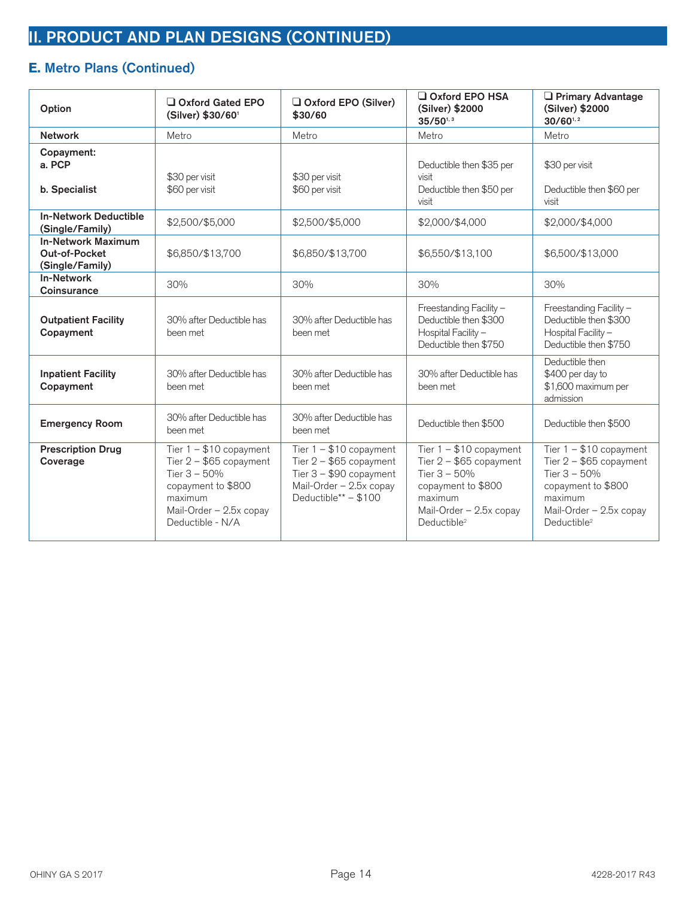## II. PRODUCT AND PLAN DESIGNS (CONTINUED)

### E. Metro Plans (Continued)

| Option | ❑ Oxford Gated EPO (Silver) $30/60[1] | ❑ Oxford EPO (Silver) $30/60 | ❑ Oxford EPO HSA (Silver) $2000 35/50[1, 3] | ❑ Primary Advantage (Silver) $2000 30/60[1, 2] |
|---|---|---|---|---|
| Network | Metro | Metro | Metro | Metro |
| Copayment:<br>a. PCP<br>b. Specialist | $30 per visit<br>$60 per visit | $30 per visit<br>$60 per visit | Deductible then $35 per visit<br>Deductible then $50 per visit | $30 per visit<br>Deductible then $60 per visit |
| In-Network Deductible (Single/Family) | $2,500/$5,000 | $2,500/$5,000 | $2,000/$4,000 | $2,000/$4,000 |
| In-Network Maximum Out-of-Pocket (Single/Family) | $6,850/$13,700 | $6,850/$13,700 | $6,550/$13,100 | $6,500/$13,000 |
| In-Network Coinsurance | 30% | 30% | 30% | 30% |
| Outpatient Facility Copayment | 30% after Deductible has been met | 30% after Deductible has been met | Freestanding Facility – Deductible then $300<br>Hospital Facility – Deductible then $750 | Freestanding Facility – Deductible then $300<br>Hospital Facility – Deductible then $750 |
| Inpatient Facility Copayment | 30% after Deductible has been met | 30% after Deductible has been met | 30% after Deductible has been met | Deductible then $400 per day to $1,600 maximum per admission |
| Emergency Room | 30% after Deductible has been met | 30% after Deductible has been met | Deductible then $500 | Deductible then $500 |
| Prescription Drug Coverage | Tier 1 – $10 copayment<br>Tier 2 – $65 copayment<br>Tier 3 – 50% copayment to $800 maximum<br>Mail-Order – 2.5x copay<br>Deductible - N/A | Tier 1 – $10 copayment<br>Tier 2 – $65 copayment<br>Tier 3 – $90 copayment<br>Mail-Order – 2.5x copay<br>Deductible** – $100 | Tier 1 – $10 copayment<br>Tier 2 – $65 copayment<br>Tier 3 – 50% copayment to $800 maximum<br>Mail-Order – 2.5x copay<br>Deductible[2] | Tier 1 – $10 copayment<br>Tier 2 – $65 copayment<br>Tier 3 – 50% copayment to $800 maximum<br>Mail-Order – 2.5x copay<br>Deductible[2] |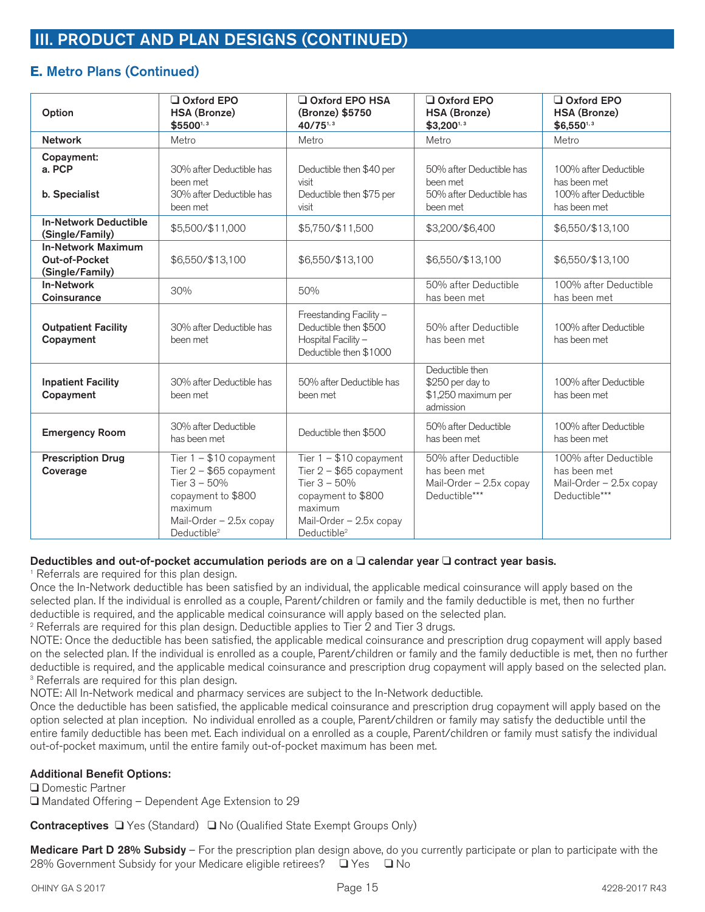## III. PRODUCT AND PLAN DESIGNS (CONTINUED)

### E. Metro Plans (Continued)

| Option | ❑ Oxford EPO HSA (Bronze) $5500[1,3] | ❑ Oxford EPO HSA (Bronze) $5750 40/75[1,3] | ❑ Oxford EPO HSA (Bronze) $3,200[1,3] | ❑ Oxford EPO HSA (Bronze) $6,550[1,3] |
|---|---|---|---|---|
| **Network** | Metro | Metro | Metro | Metro |
| **Copayment:** **a. PCP** | 30% after Deductible has been met | Deductible then $40 per visit | 50% after Deductible has been met | 100% after Deductible has been met |
| **b. Specialist** | 30% after Deductible has been met | Deductible then $75 per visit | 50% after Deductible has been met | 100% after Deductible has been met |
| **In-Network Deductible (Single/Family)** | $5,500/$11,000 | $5,750/$11,500 | $3,200/$6,400 | $6,550/$13,100 |
| **In-Network Maximum Out-of-Pocket (Single/Family)** | $6,550/$13,100 | $6,550/$13,100 | $6,550/$13,100 | $6,550/$13,100 |
| **In-Network Coinsurance** | 30% | 50% | 50% after Deductible has been met | 100% after Deductible has been met |
| **Outpatient Facility Copayment** | 30% after Deductible has been met | Freestanding Facility – Deductible then $500 Hospital Facility – Deductible then $1000 | 50% after Deductible has been met | 100% after Deductible has been met |
| **Inpatient Facility Copayment** | 30% after Deductible has been met | 50% after Deductible has been met | Deductible then $250 per day to $1,250 maximum per admission | 100% after Deductible has been met |
| **Emergency Room** | 30% after Deductible has been met | Deductible then $500 | 50% after Deductible has been met | 100% after Deductible has been met |
| **Prescription Drug Coverage** | Tier 1 – $10 copayment Tier 2 – $65 copayment Tier 3 – 50% copayment to $800 maximum Mail-Order – 2.5x copay Deductible[2] | Tier 1 – $10 copayment Tier 2 – $65 copayment Tier 3 – 50% copayment to $800 maximum Mail-Order – 2.5x copay Deductible[2] | 50% after Deductible has been met Mail-Order – 2.5x copay Deductible*** | 100% after Deductible has been met Mail-Order – 2.5x copay Deductible*** |

**Deductibles and out-of-pocket accumulation periods are on a ❑ calendar year ❑ contract year basis.**

[1] Referrals are required for this plan design.
Once the In-Network deductible has been satisfied by an individual, the applicable medical coinsurance will apply based on the selected plan. If the individual is enrolled as a couple, Parent/children or family and the family deductible is met, then no further deductible is required, and the applicable medical coinsurance will apply based on the selected plan.

[2] Referrals are required for this plan design. Deductible applies to Tier 2 and Tier 3 drugs.
NOTE: Once the deductible has been satisfied, the applicable medical coinsurance and prescription drug copayment will apply based on the selected plan. If the individual is enrolled as a couple, Parent/children or family and the family deductible is met, then no further deductible is required, and the applicable medical coinsurance and prescription drug copayment will apply based on the selected plan.

[3] Referrals are required for this plan design.
NOTE: All In-Network medical and pharmacy services are subject to the In-Network deductible.
Once the deductible has been satisfied, the applicable medical coinsurance and prescription drug copayment will apply based on the option selected at plan inception. No individual enrolled as a couple, Parent/children or family may satisfy the deductible until the entire family deductible has been met. Each individual on a enrolled as a couple, Parent/children or family must satisfy the individual out-of-pocket maximum, until the entire family out-of-pocket maximum has been met.

**Additional Benefit Options:**
❑ Domestic Partner
❑ Mandated Offering – Dependent Age Extension to 29

**Contraceptives** ❑ Yes (Standard) ❑ No (Qualified State Exempt Groups Only)

**Medicare Part D 28% Subsidy** – For the prescription plan design above, do you currently participate or plan to participate with the 28% Government Subsidy for your Medicare eligible retirees? ❑ Yes ❑ No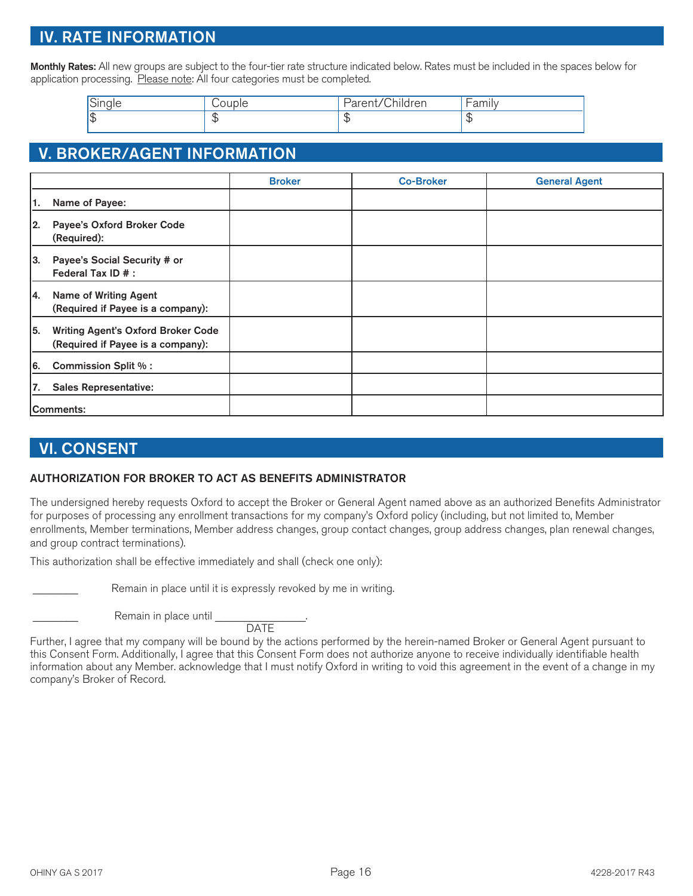## IV. RATE INFORMATION

**Monthly Rates:** All new groups are subject to the four-tier rate structure indicated below. Rates must be included in the spaces below for application processing. Please note: All four categories must be completed.

| Single | Couple | Parent/Children | Family |
|---|---|---|---|
| $ | $ | $ | $ |

## V. BROKER/AGENT INFORMATION

| | Broker | Co-Broker | General Agent |
|---|---|---|---|
| **1. Name of Payee:** | | | |
| **2. Payee's Oxford Broker Code (Required):** | | | |
| **3. Payee's Social Security # or Federal Tax ID # :** | | | |
| **4. Name of Writing Agent (Required if Payee is a company):** | | | |
| **5. Writing Agent's Oxford Broker Code (Required if Payee is a company):** | | | |
| **6. Commission Split % :** | | | |
| **7. Sales Representative:** | | | |
| **Comments:** | | | |

## VI. CONSENT

### AUTHORIZATION FOR BROKER TO ACT AS BENEFITS ADMINISTRATOR

The undersigned hereby requests Oxford to accept the Broker or General Agent named above as an authorized Benefits Administrator for purposes of processing any enrollment transactions for my company's Oxford policy (including, but not limited to, Member enrollments, Member terminations, Member address changes, group contact changes, group address changes, plan renewal changes, and group contract terminations).

This authorization shall be effective immediately and shall (check one only):

________ Remain in place until it is expressly revoked by me in writing.

________ Remain in place until ________________.
DATE

Further, I agree that my company will be bound by the actions performed by the herein-named Broker or General Agent pursuant to this Consent Form. Additionally, I agree that this Consent Form does not authorize anyone to receive individually identifiable health information about any Member. acknowledge that I must notify Oxford in writing to void this agreement in the event of a change in my company's Broker of Record.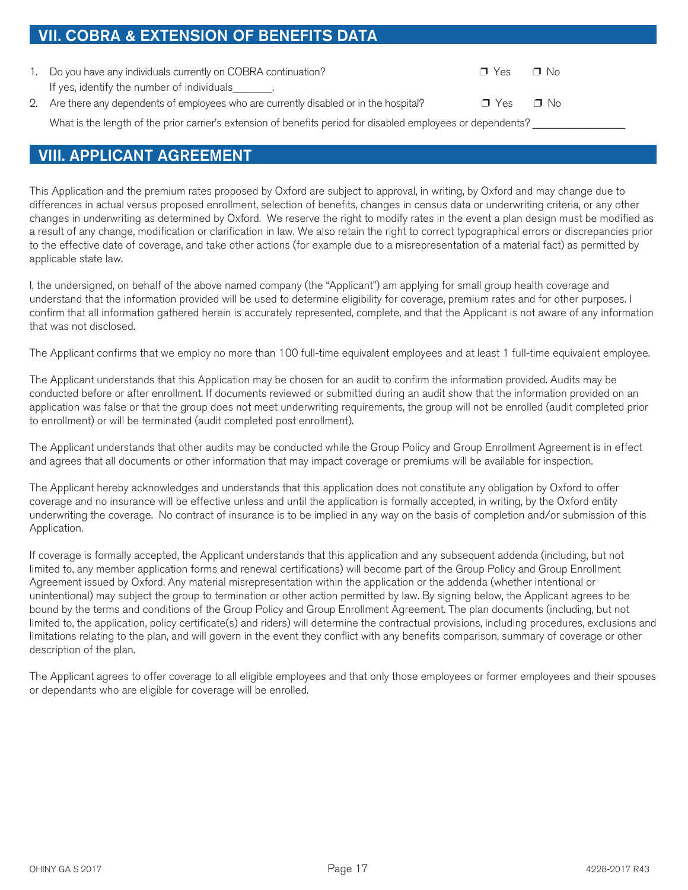## VII. COBRA & EXTENSION OF BENEFITS DATA

1. Do you have any individuals currently on COBRA continuation? ❒ Yes ❒ No
   If yes, identify the number of individuals_______.
2. Are there any dependents of employees who are currently disabled or in the hospital? ❒ Yes ❒ No
   What is the length of the prior carrier's extension of benefits period for disabled employees or dependents? _______________

## VIII. APPLICANT AGREEMENT

This Application and the premium rates proposed by Oxford are subject to approval, in writing, by Oxford and may change due to differences in actual versus proposed enrollment, selection of benefits, changes in census data or underwriting criteria, or any other changes in underwriting as determined by Oxford. We reserve the right to modify rates in the event a plan design must be modified as a result of any change, modification or clarification in law. We also retain the right to correct typographical errors or discrepancies prior to the effective date of coverage, and take other actions (for example due to a misrepresentation of a material fact) as permitted by applicable state law.

I, the undersigned, on behalf of the above named company (the "Applicant") am applying for small group health coverage and understand that the information provided will be used to determine eligibility for coverage, premium rates and for other purposes. I confirm that all information gathered herein is accurately represented, complete, and that the Applicant is not aware of any information that was not disclosed.

The Applicant confirms that we employ no more than 100 full-time equivalent employees and at least 1 full-time equivalent employee.

The Applicant understands that this Application may be chosen for an audit to confirm the information provided. Audits may be conducted before or after enrollment. If documents reviewed or submitted during an audit show that the information provided on an application was false or that the group does not meet underwriting requirements, the group will not be enrolled (audit completed prior to enrollment) or will be terminated (audit completed post enrollment).

The Applicant understands that other audits may be conducted while the Group Policy and Group Enrollment Agreement is in effect and agrees that all documents or other information that may impact coverage or premiums will be available for inspection.

The Applicant hereby acknowledges and understands that this application does not constitute any obligation by Oxford to offer coverage and no insurance will be effective unless and until the application is formally accepted, in writing, by the Oxford entity underwriting the coverage. No contract of insurance is to be implied in any way on the basis of completion and/or submission of this Application.

If coverage is formally accepted, the Applicant understands that this application and any subsequent addenda (including, but not limited to, any member application forms and renewal certifications) will become part of the Group Policy and Group Enrollment Agreement issued by Oxford. Any material misrepresentation within the application or the addenda (whether intentional or unintentional) may subject the group to termination or other action permitted by law. By signing below, the Applicant agrees to be bound by the terms and conditions of the Group Policy and Group Enrollment Agreement. The plan documents (including, but not limited to, the application, policy certificate(s) and riders) will determine the contractual provisions, including procedures, exclusions and limitations relating to the plan, and will govern in the event they conflict with any benefits comparison, summary of coverage or other description of the plan.

The Applicant agrees to offer coverage to all eligible employees and that only those employees or former employees and their spouses or dependants who are eligible for coverage will be enrolled.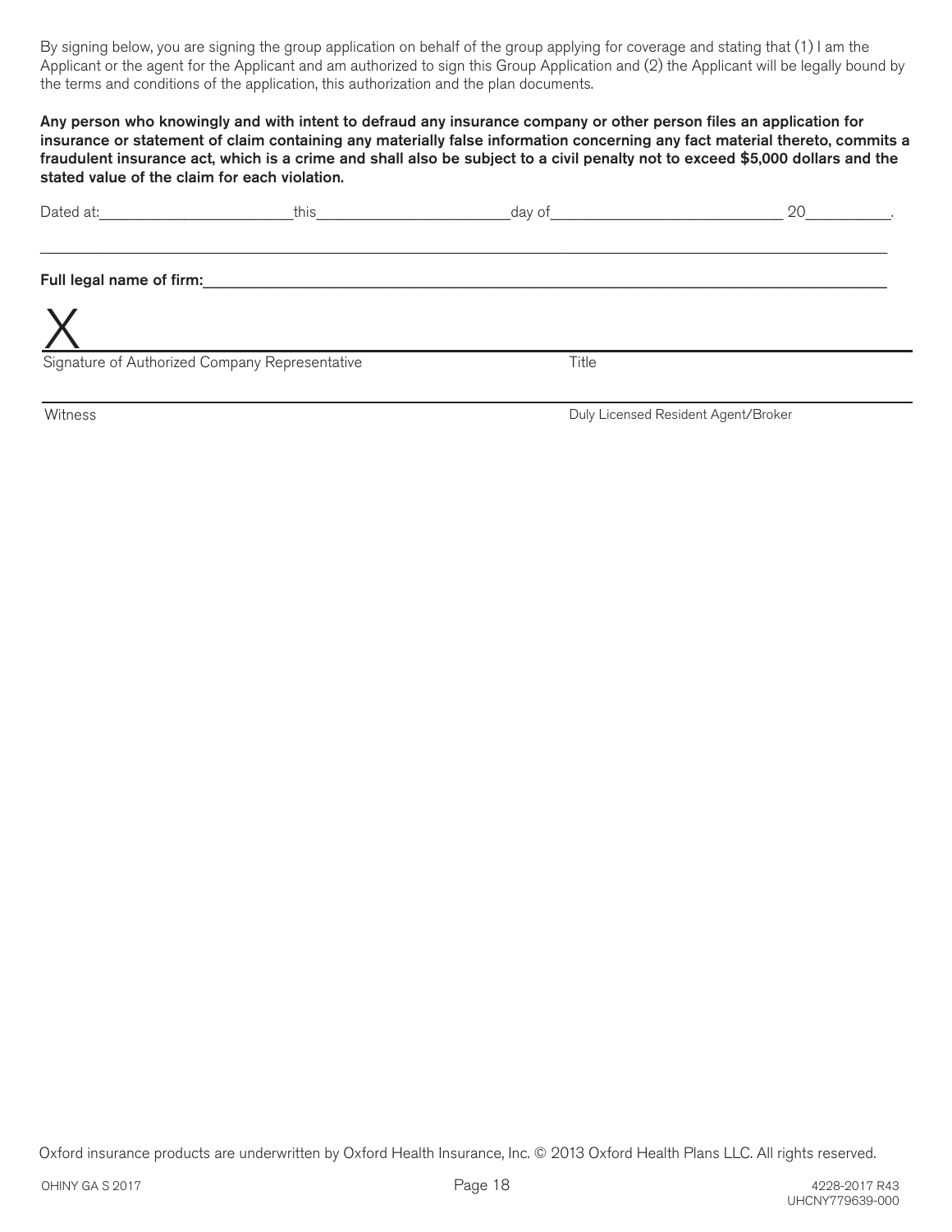By signing below, you are signing the group application on behalf of the group applying for coverage and stating that (1) I am the Applicant or the agent for the Applicant and am authorized to sign this Group Application and (2) the Applicant will be legally bound by the terms and conditions of the application, this authorization and the plan documents.

**Any person who knowingly and with intent to defraud any insurance company or other person files an application for insurance or statement of claim containing any materially false information concerning any fact material thereto, commits a fraudulent insurance act, which is a crime and shall also be subject to a civil penalty not to exceed $5,000 dollars and the stated value of the claim for each violation.**

Dated at:________________________this________________________day of_____________________________ 20__________.

_____________________________________________________________________________________________________

**Full legal name of firm:**_____________________________________________________________________________

X

Signature of Authorized Company Representative          Title

Witness          Duly Licensed Resident Agent/Broker

Oxford insurance products are underwritten by Oxford Health Insurance, Inc. © 2013 Oxford Health Plans LLC. All rights reserved.

OHINY GA S 2017          4228-2017 R43
UHCNY779639-000